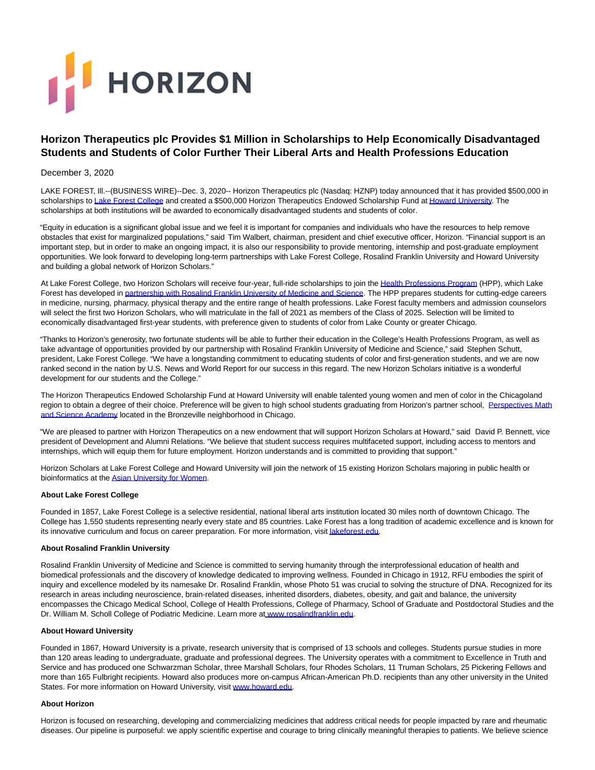# Horizon Therapeutics plc Provides $1 Million in Scholarships to Help Economically Disadvantaged Students and Students of Color Further Their Liberal Arts and Health Professions Education

December 3, 2020

LAKE FOREST, Ill.--(BUSINESS WIRE)--Dec. 3, 2020-- Horizon Therapeutics plc (Nasdaq: HZNP) today announced that it has provided $500,000 in scholarships to Lake Forest College and created a $500,000 Horizon Therapeutics Endowed Scholarship Fund at Howard University. The scholarships at both institutions will be awarded to economically disadvantaged students and students of color.

"Equity in education is a significant global issue and we feel it is important for companies and individuals who have the resources to help remove obstacles that exist for marginalized populations," said Tim Walbert, chairman, president and chief executive officer, Horizon. "Financial support is an important step, but in order to make an ongoing impact, it is also our responsibility to provide mentoring, internship and post-graduate employment opportunities. We look forward to developing long-term partnerships with Lake Forest College, Rosalind Franklin University and Howard University and building a global network of Horizon Scholars."

At Lake Forest College, two Horizon Scholars will receive four-year, full-ride scholarships to join the Health Professions Program (HPP), which Lake Forest has developed in partnership with Rosalind Franklin University of Medicine and Science. The HPP prepares students for cutting-edge careers in medicine, nursing, pharmacy, physical therapy and the entire range of health professions. Lake Forest faculty members and admission counselors will select the first two Horizon Scholars, who will matriculate in the fall of 2021 as members of the Class of 2025. Selection will be limited to economically disadvantaged first-year students, with preference given to students of color from Lake County or greater Chicago.

"Thanks to Horizon's generosity, two fortunate students will be able to further their education in the College's Health Professions Program, as well as take advantage of opportunities provided by our partnership with Rosalind Franklin University of Medicine and Science," said Stephen Schutt, president, Lake Forest College. "We have a longstanding commitment to educating students of color and first-generation students, and we are now ranked second in the nation by U.S. News and World Report for our success in this regard. The new Horizon Scholars initiative is a wonderful development for our students and the College."

The Horizon Therapeutics Endowed Scholarship Fund at Howard University will enable talented young women and men of color in the Chicagoland region to obtain a degree of their choice. Preference will be given to high school students graduating from Horizon's partner school, Perspectives Math and Science Academy located in the Bronzeville neighborhood in Chicago.

"We are pleased to partner with Horizon Therapeutics on a new endowment that will support Horizon Scholars at Howard," said David P. Bennett, vice president of Development and Alumni Relations. "We believe that student success requires multifaceted support, including access to mentors and internships, which will equip them for future employment. Horizon understands and is committed to providing that support."

Horizon Scholars at Lake Forest College and Howard University will join the network of 15 existing Horizon Scholars majoring in public health or bioinformatics at the Asian University for Women.

**About Lake Forest College**

Founded in 1857, Lake Forest College is a selective residential, national liberal arts institution located 30 miles north of downtown Chicago. The College has 1,550 students representing nearly every state and 85 countries. Lake Forest has a long tradition of academic excellence and is known for its innovative curriculum and focus on career preparation. For more information, visit lakeforest.edu.

**About Rosalind Franklin University**

Rosalind Franklin University of Medicine and Science is committed to serving humanity through the interprofessional education of health and biomedical professionals and the discovery of knowledge dedicated to improving wellness. Founded in Chicago in 1912, RFU embodies the spirit of inquiry and excellence modeled by its namesake Dr. Rosalind Franklin, whose Photo 51 was crucial to solving the structure of DNA. Recognized for its research in areas including neuroscience, brain-related diseases, inherited disorders, diabetes, obesity, and gait and balance, the university encompasses the Chicago Medical School, College of Health Professions, College of Pharmacy, School of Graduate and Postdoctoral Studies and the Dr. William M. Scholl College of Podiatric Medicine. Learn more at www.rosalindfranklin.edu.

**About Howard University**

Founded in 1867, Howard University is a private, research university that is comprised of 13 schools and colleges. Students pursue studies in more than 120 areas leading to undergraduate, graduate and professional degrees. The University operates with a commitment to Excellence in Truth and Service and has produced one Schwarzman Scholar, three Marshall Scholars, four Rhodes Scholars, 11 Truman Scholars, 25 Pickering Fellows and more than 165 Fulbright recipients. Howard also produces more on-campus African-American Ph.D. recipients than any other university in the United States. For more information on Howard University, visit www.howard.edu.

**About Horizon**

Horizon is focused on researching, developing and commercializing medicines that address critical needs for people impacted by rare and rheumatic diseases. Our pipeline is purposeful: we apply scientific expertise and courage to bring clinically meaningful therapies to patients. We believe science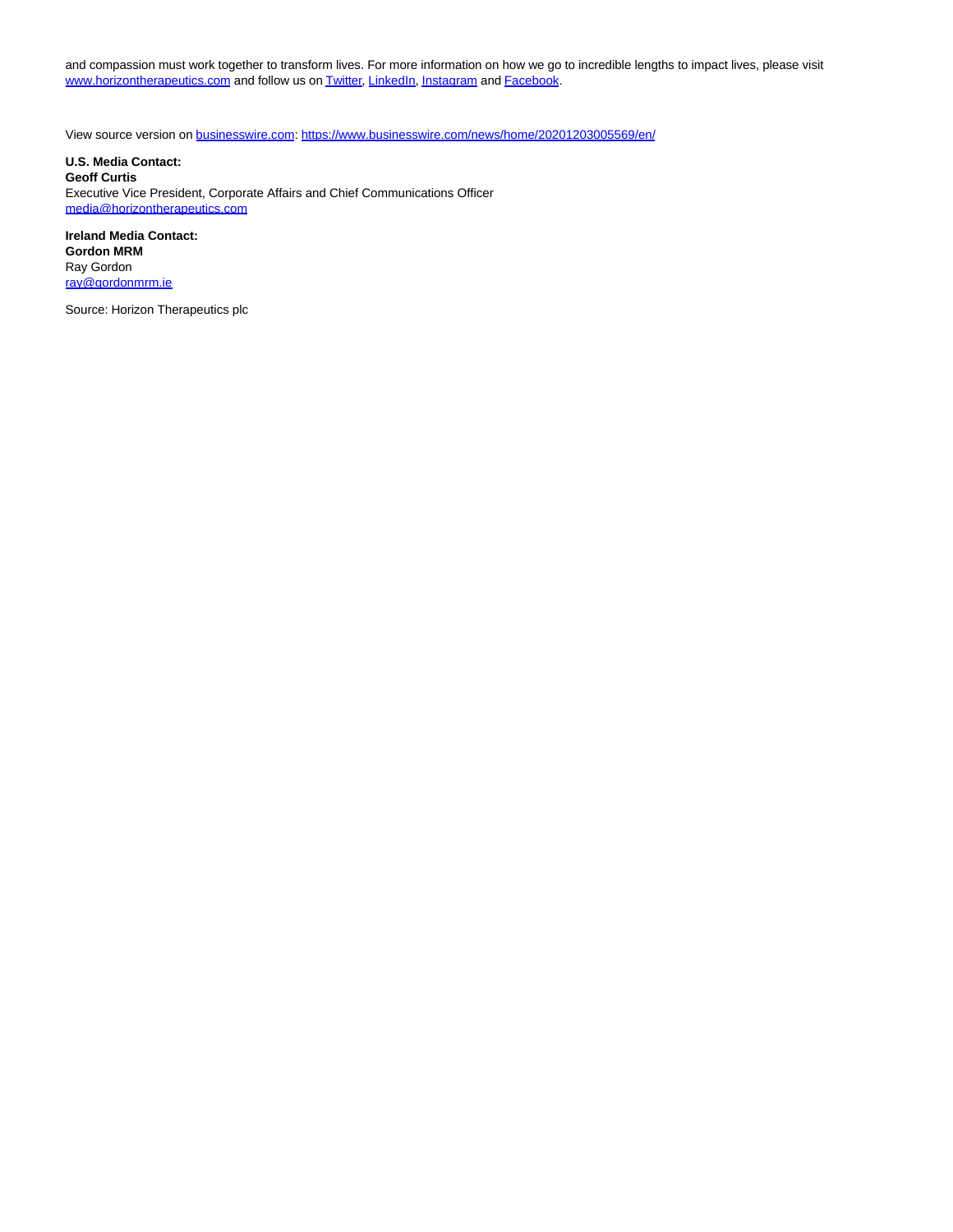and compassion must work together to transform lives. For more information on how we go to incredible lengths to impact lives, please visit www.horizontherapeutics.com and follow us on Twitter, LinkedIn, Instagram and Facebook.

View source version on businesswire.com: https://www.businesswire.com/news/home/20201203005569/en/

**U.S. Media Contact:**
**Geoff Curtis**
Executive Vice President, Corporate Affairs and Chief Communications Officer
media@horizontherapeutics.com

**Ireland Media Contact:**
**Gordon MRM**
Ray Gordon
ray@gordonmrm.ie

Source: Horizon Therapeutics plc